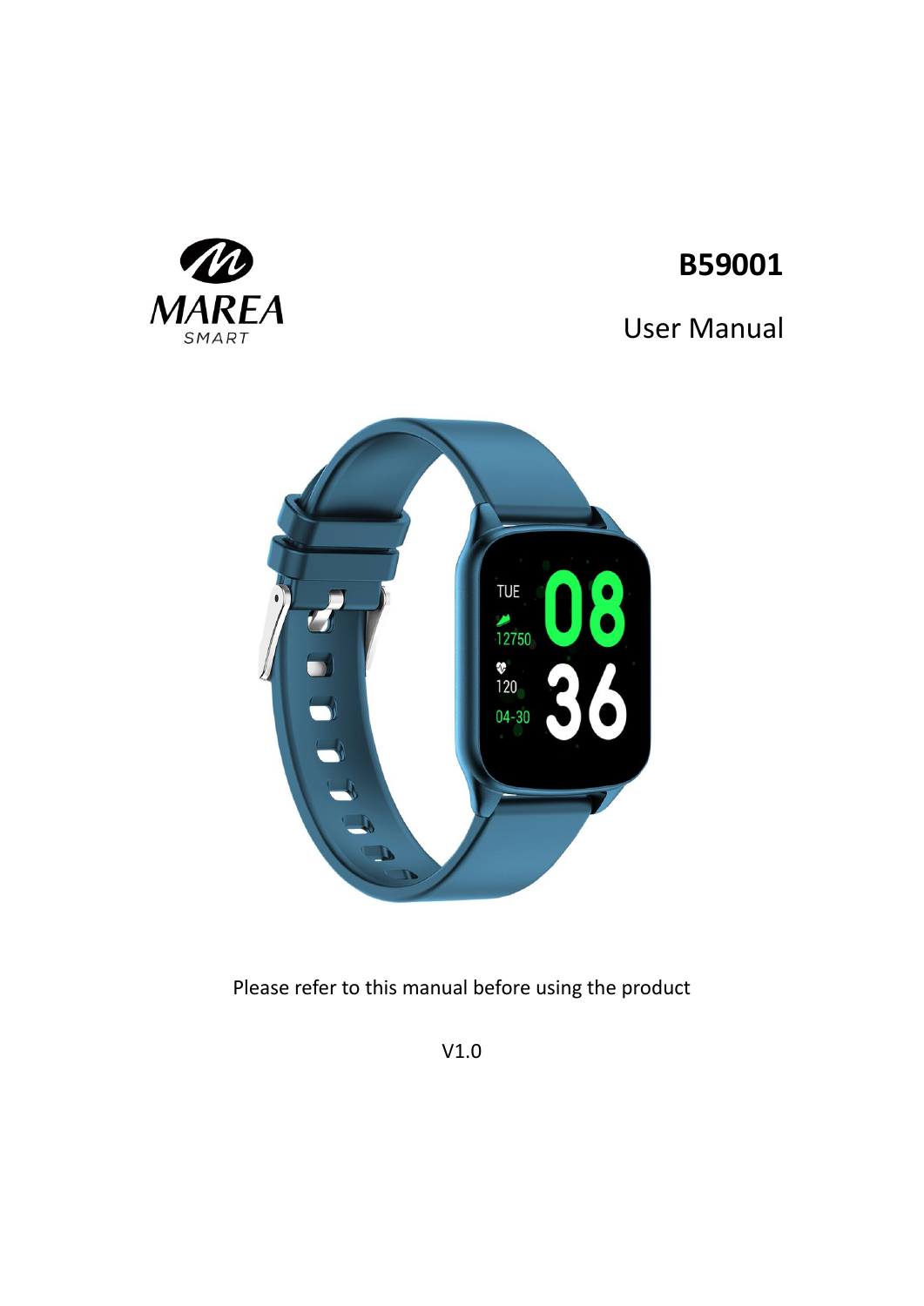MAREA
SMART

# B59001

## User Manual

Please refer to this manual before using the product

V1.0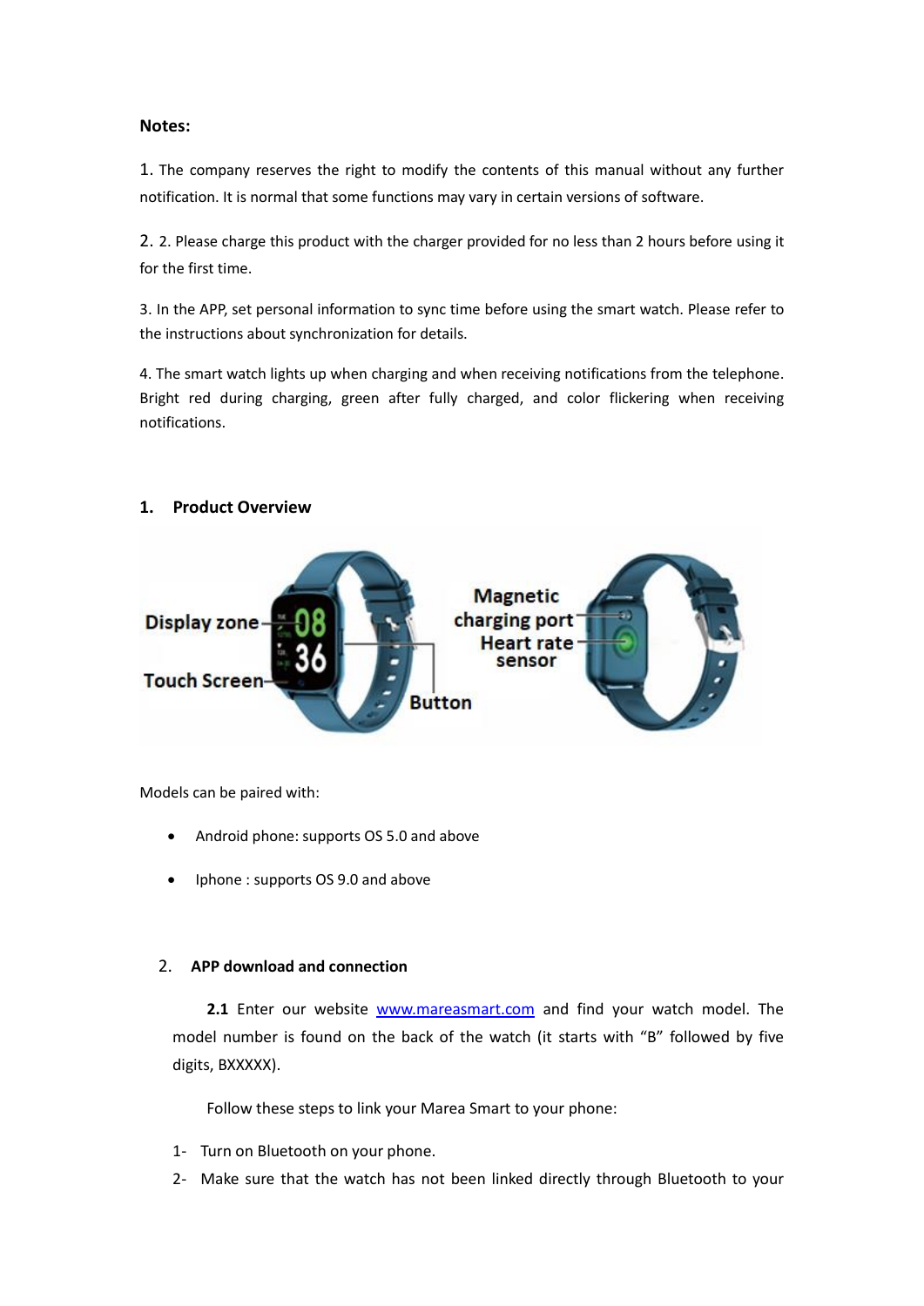**Notes:**

1. The company reserves the right to modify the contents of this manual without any further notification. It is normal that some functions may vary in certain versions of software.

2. 2. Please charge this product with the charger provided for no less than 2 hours before using it for the first time.

3. In the APP, set personal information to sync time before using the smart watch. Please refer to the instructions about synchronization for details.

4. The smart watch lights up when charging and when receiving notifications from the telephone. Bright red during charging, green after fully charged, and color flickering when receiving notifications.

## 1. Product Overview

Display zone

Touch Screen

Button

Magnetic charging port

Heart rate sensor

Models can be paired with:

- Android phone: supports OS 5.0 and above
- Iphone : supports OS 9.0 and above

## 2. APP download and connection

**2.1** Enter our website www.mareasmart.com and find your watch model. The model number is found on the back of the watch (it starts with "B" followed by five digits, BXXXXX).

Follow these steps to link your Marea Smart to your phone:

1- Turn on Bluetooth on your phone.

2- Make sure that the watch has not been linked directly through Bluetooth to your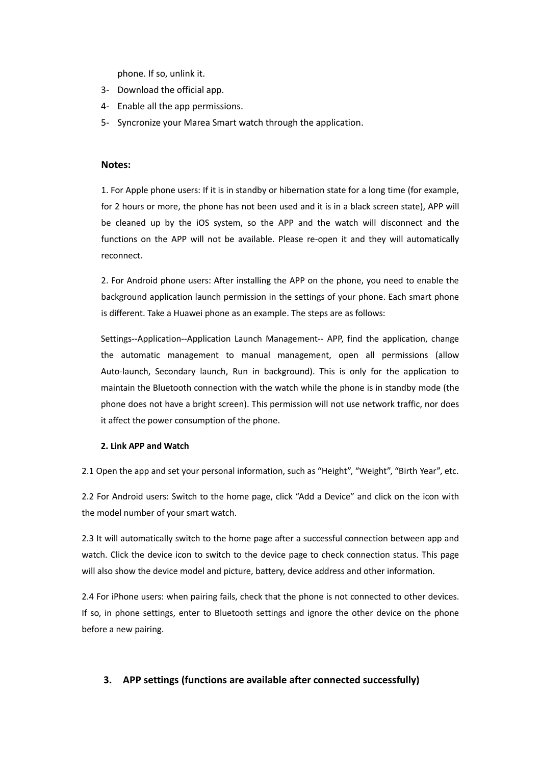phone. If so, unlink it.

3- Download the official app.
4- Enable all the app permissions.
5- Syncronize your Marea Smart watch through the application.

**Notes:**

1. For Apple phone users: If it is in standby or hibernation state for a long time (for example, for 2 hours or more, the phone has not been used and it is in a black screen state), APP will be cleaned up by the iOS system, so the APP and the watch will disconnect and the functions on the APP will not be available. Please re-open it and they will automatically reconnect.

2. For Android phone users: After installing the APP on the phone, you need to enable the background application launch permission in the settings of your phone. Each smart phone is different. Take a Huawei phone as an example. The steps are as follows:

Settings--Application--Application Launch Management-- APP, find the application, change the automatic management to manual management, open all permissions (allow Auto-launch, Secondary launch, Run in background). This is only for the application to maintain the Bluetooth connection with the watch while the phone is in standby mode (the phone does not have a bright screen). This permission will not use network traffic, nor does it affect the power consumption of the phone.

**2. Link APP and Watch**

2.1 Open the app and set your personal information, such as “Height”, “Weight”, “Birth Year”, etc.

2.2 For Android users: Switch to the home page, click “Add a Device” and click on the icon with the model number of your smart watch.

2.3 It will automatically switch to the home page after a successful connection between app and watch. Click the device icon to switch to the device page to check connection status. This page will also show the device model and picture, battery, device address and other information.

2.4 For iPhone users: when pairing fails, check that the phone is not connected to other devices. If so, in phone settings, enter to Bluetooth settings and ignore the other device on the phone before a new pairing.

## 3. APP settings (functions are available after connected successfully)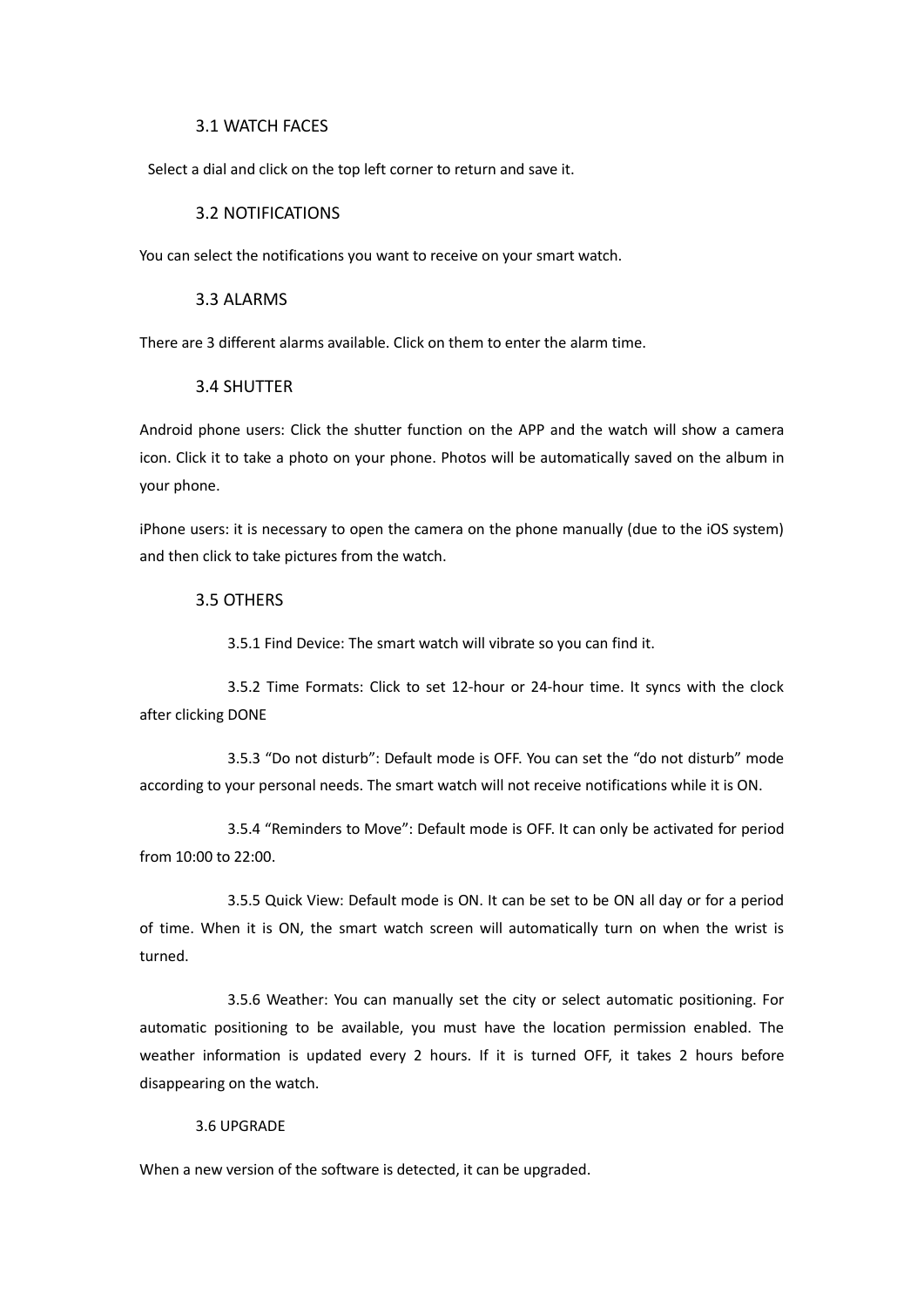## 3.1 WATCH FACES

Select a dial and click on the top left corner to return and save it.

## 3.2 NOTIFICATIONS

You can select the notifications you want to receive on your smart watch.

## 3.3 ALARMS

There are 3 different alarms available. Click on them to enter the alarm time.

## 3.4 SHUTTER

Android phone users: Click the shutter function on the APP and the watch will show a camera icon. Click it to take a photo on your phone. Photos will be automatically saved on the album in your phone.

iPhone users: it is necessary to open the camera on the phone manually (due to the iOS system) and then click to take pictures from the watch.

## 3.5 OTHERS

3.5.1 Find Device: The smart watch will vibrate so you can find it.

3.5.2 Time Formats: Click to set 12-hour or 24-hour time. It syncs with the clock after clicking DONE

3.5.3 “Do not disturb”: Default mode is OFF. You can set the “do not disturb” mode according to your personal needs. The smart watch will not receive notifications while it is ON.

3.5.4 “Reminders to Move”: Default mode is OFF. It can only be activated for period from 10:00 to 22:00.

3.5.5 Quick View: Default mode is ON. It can be set to be ON all day or for a period of time. When it is ON, the smart watch screen will automatically turn on when the wrist is turned.

3.5.6 Weather: You can manually set the city or select automatic positioning. For automatic positioning to be available, you must have the location permission enabled. The weather information is updated every 2 hours. If it is turned OFF, it takes 2 hours before disappearing on the watch.

## 3.6 UPGRADE

When a new version of the software is detected, it can be upgraded.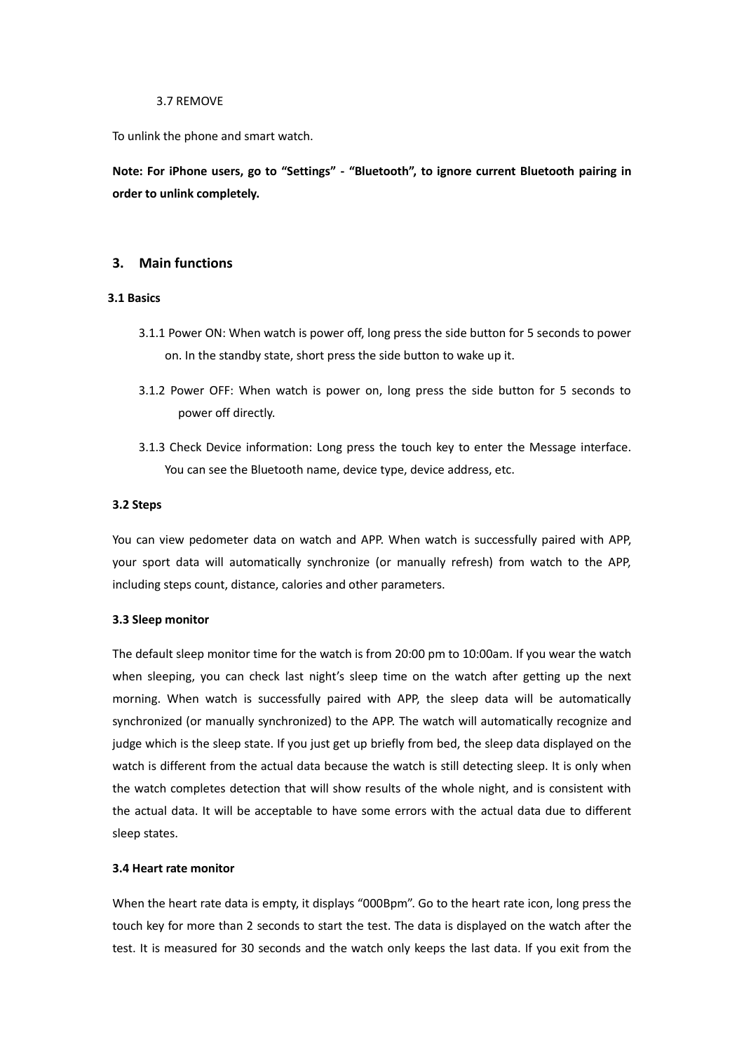3.7 REMOVE

To unlink the phone and smart watch.

**Note: For iPhone users, go to "Settings" - "Bluetooth", to ignore current Bluetooth pairing in order to unlink completely.**

## 3. Main functions

### 3.1 Basics

3.1.1 Power ON: When watch is power off, long press the side button for 5 seconds to power on. In the standby state, short press the side button to wake up it.

3.1.2 Power OFF: When watch is power on, long press the side button for 5 seconds to power off directly.

3.1.3 Check Device information: Long press the touch key to enter the Message interface. You can see the Bluetooth name, device type, device address, etc.

### 3.2 Steps

You can view pedometer data on watch and APP. When watch is successfully paired with APP, your sport data will automatically synchronize (or manually refresh) from watch to the APP, including steps count, distance, calories and other parameters.

### 3.3 Sleep monitor

The default sleep monitor time for the watch is from 20:00 pm to 10:00am. If you wear the watch when sleeping, you can check last night's sleep time on the watch after getting up the next morning. When watch is successfully paired with APP, the sleep data will be automatically synchronized (or manually synchronized) to the APP. The watch will automatically recognize and judge which is the sleep state. If you just get up briefly from bed, the sleep data displayed on the watch is different from the actual data because the watch is still detecting sleep. It is only when the watch completes detection that will show results of the whole night, and is consistent with the actual data. It will be acceptable to have some errors with the actual data due to different sleep states.

### 3.4 Heart rate monitor

When the heart rate data is empty, it displays "000Bpm". Go to the heart rate icon, long press the touch key for more than 2 seconds to start the test. The data is displayed on the watch after the test. It is measured for 30 seconds and the watch only keeps the last data. If you exit from the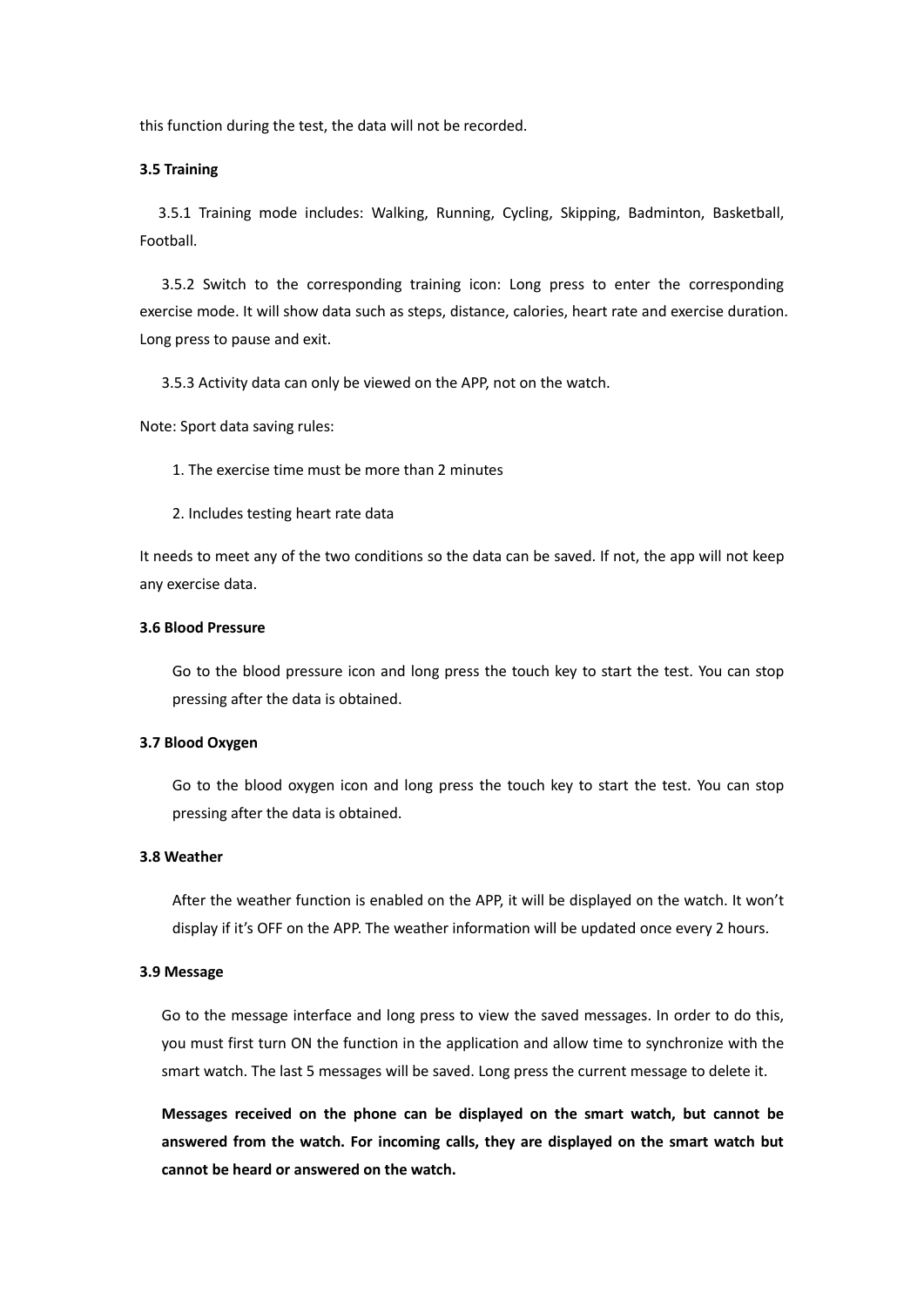this function during the test, the data will not be recorded.

### 3.5 Training

3.5.1 Training mode includes: Walking, Running, Cycling, Skipping, Badminton, Basketball, Football.

3.5.2 Switch to the corresponding training icon: Long press to enter the corresponding exercise mode. It will show data such as steps, distance, calories, heart rate and exercise duration. Long press to pause and exit.

3.5.3 Activity data can only be viewed on the APP, not on the watch.

Note: Sport data saving rules:

1. The exercise time must be more than 2 minutes
2. Includes testing heart rate data

It needs to meet any of the two conditions so the data can be saved. If not, the app will not keep any exercise data.

### 3.6 Blood Pressure

Go to the blood pressure icon and long press the touch key to start the test. You can stop pressing after the data is obtained.

### 3.7 Blood Oxygen

Go to the blood oxygen icon and long press the touch key to start the test. You can stop pressing after the data is obtained.

### 3.8 Weather

After the weather function is enabled on the APP, it will be displayed on the watch. It won't display if it's OFF on the APP. The weather information will be updated once every 2 hours.

### 3.9 Message

Go to the message interface and long press to view the saved messages. In order to do this, you must first turn ON the function in the application and allow time to synchronize with the smart watch. The last 5 messages will be saved. Long press the current message to delete it.

**Messages received on the phone can be displayed on the smart watch, but cannot be answered from the watch. For incoming calls, they are displayed on the smart watch but cannot be heard or answered on the watch.**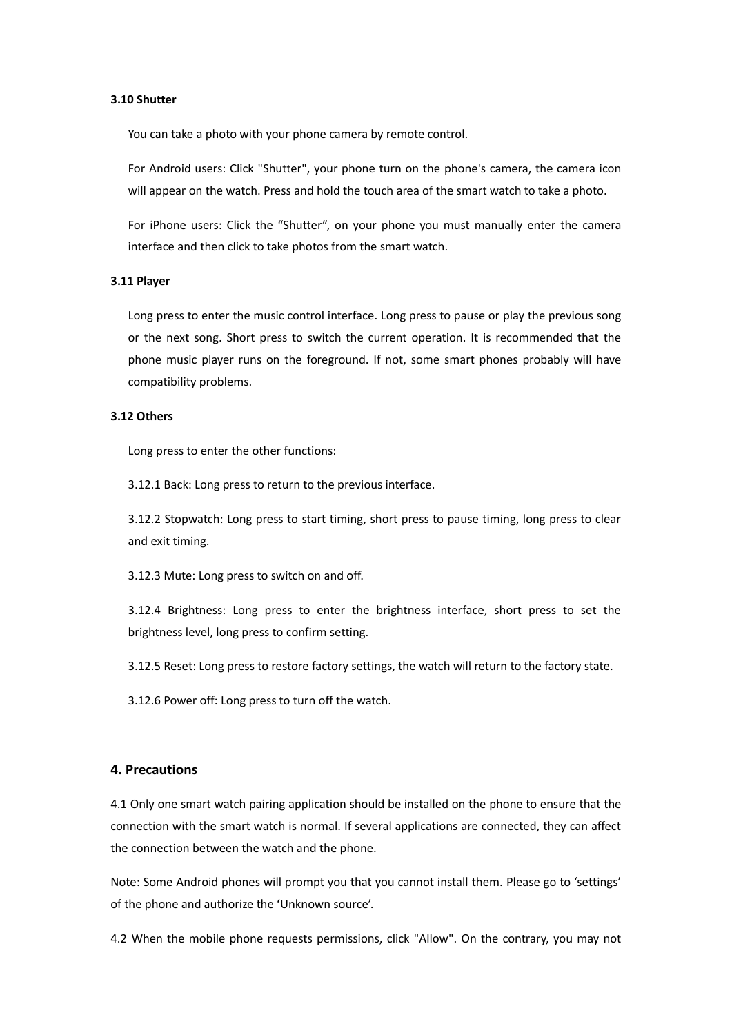### 3.10 Shutter

You can take a photo with your phone camera by remote control.

For Android users: Click "Shutter", your phone turn on the phone's camera, the camera icon will appear on the watch. Press and hold the touch area of the smart watch to take a photo.

For iPhone users: Click the “Shutter”, on your phone you must manually enter the camera interface and then click to take photos from the smart watch.

### 3.11 Player

Long press to enter the music control interface. Long press to pause or play the previous song or the next song. Short press to switch the current operation. It is recommended that the phone music player runs on the foreground. If not, some smart phones probably will have compatibility problems.

### 3.12 Others

Long press to enter the other functions:

3.12.1 Back: Long press to return to the previous interface.

3.12.2 Stopwatch: Long press to start timing, short press to pause timing, long press to clear and exit timing.

3.12.3 Mute: Long press to switch on and off.

3.12.4 Brightness: Long press to enter the brightness interface, short press to set the brightness level, long press to confirm setting.

3.12.5 Reset: Long press to restore factory settings, the watch will return to the factory state.

3.12.6 Power off: Long press to turn off the watch.

## 4. Precautions

4.1 Only one smart watch pairing application should be installed on the phone to ensure that the connection with the smart watch is normal. If several applications are connected, they can affect the connection between the watch and the phone.

Note: Some Android phones will prompt you that you cannot install them. Please go to ‘settings’ of the phone and authorize the ‘Unknown source’.

4.2 When the mobile phone requests permissions, click "Allow". On the contrary, you may not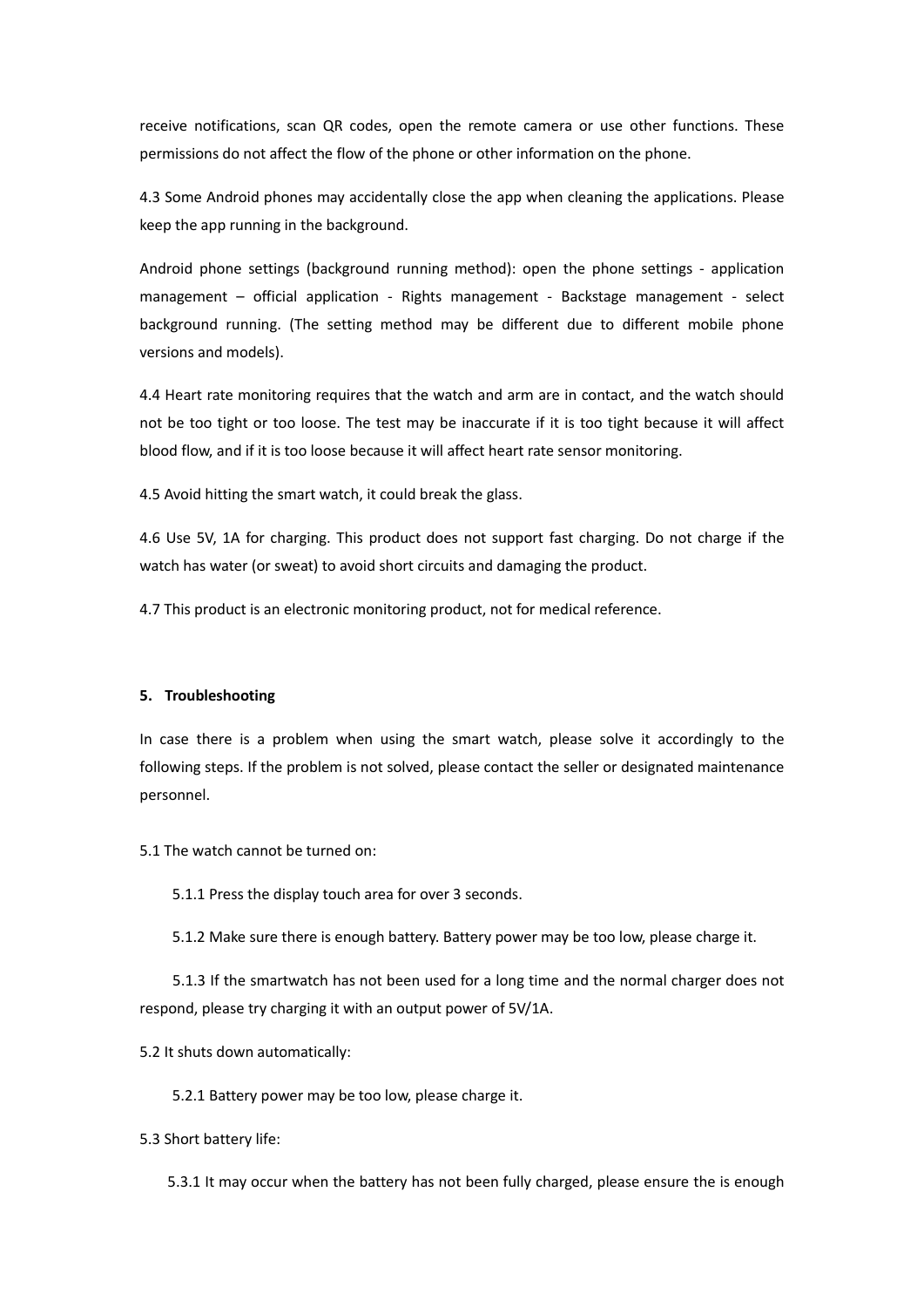receive notifications, scan QR codes, open the remote camera or use other functions. These permissions do not affect the flow of the phone or other information on the phone.

4.3 Some Android phones may accidentally close the app when cleaning the applications. Please keep the app running in the background.

Android phone settings (background running method): open the phone settings - application management – official application - Rights management - Backstage management - select background running. (The setting method may be different due to different mobile phone versions and models).

4.4 Heart rate monitoring requires that the watch and arm are in contact, and the watch should not be too tight or too loose. The test may be inaccurate if it is too tight because it will affect blood flow, and if it is too loose because it will affect heart rate sensor monitoring.

4.5 Avoid hitting the smart watch, it could break the glass.

4.6 Use 5V, 1A for charging. This product does not support fast charging. Do not charge if the watch has water (or sweat) to avoid short circuits and damaging the product.

4.7 This product is an electronic monitoring product, not for medical reference.

## 5. Troubleshooting

In case there is a problem when using the smart watch, please solve it accordingly to the following steps. If the problem is not solved, please contact the seller or designated maintenance personnel.

5.1 The watch cannot be turned on:

5.1.1 Press the display touch area for over 3 seconds.

5.1.2 Make sure there is enough battery. Battery power may be too low, please charge it.

5.1.3 If the smartwatch has not been used for a long time and the normal charger does not respond, please try charging it with an output power of 5V/1A.

5.2 It shuts down automatically:

5.2.1 Battery power may be too low, please charge it.

5.3 Short battery life:

5.3.1 It may occur when the battery has not been fully charged, please ensure the is enough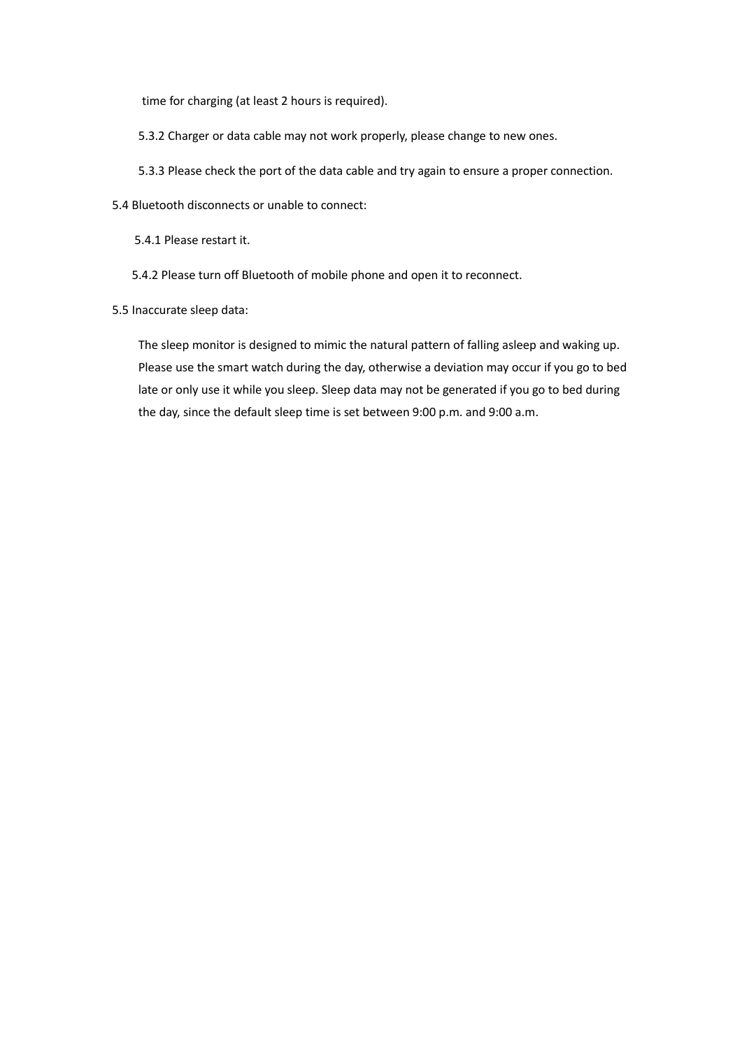time for charging (at least 2 hours is required).

5.3.2 Charger or data cable may not work properly, please change to new ones.

5.3.3 Please check the port of the data cable and try again to ensure a proper connection.

5.4 Bluetooth disconnects or unable to connect:

5.4.1 Please restart it.

5.4.2 Please turn off Bluetooth of mobile phone and open it to reconnect.

5.5 Inaccurate sleep data:

The sleep monitor is designed to mimic the natural pattern of falling asleep and waking up. Please use the smart watch during the day, otherwise a deviation may occur if you go to bed late or only use it while you sleep. Sleep data may not be generated if you go to bed during the day, since the default sleep time is set between 9:00 p.m. and 9:00 a.m.